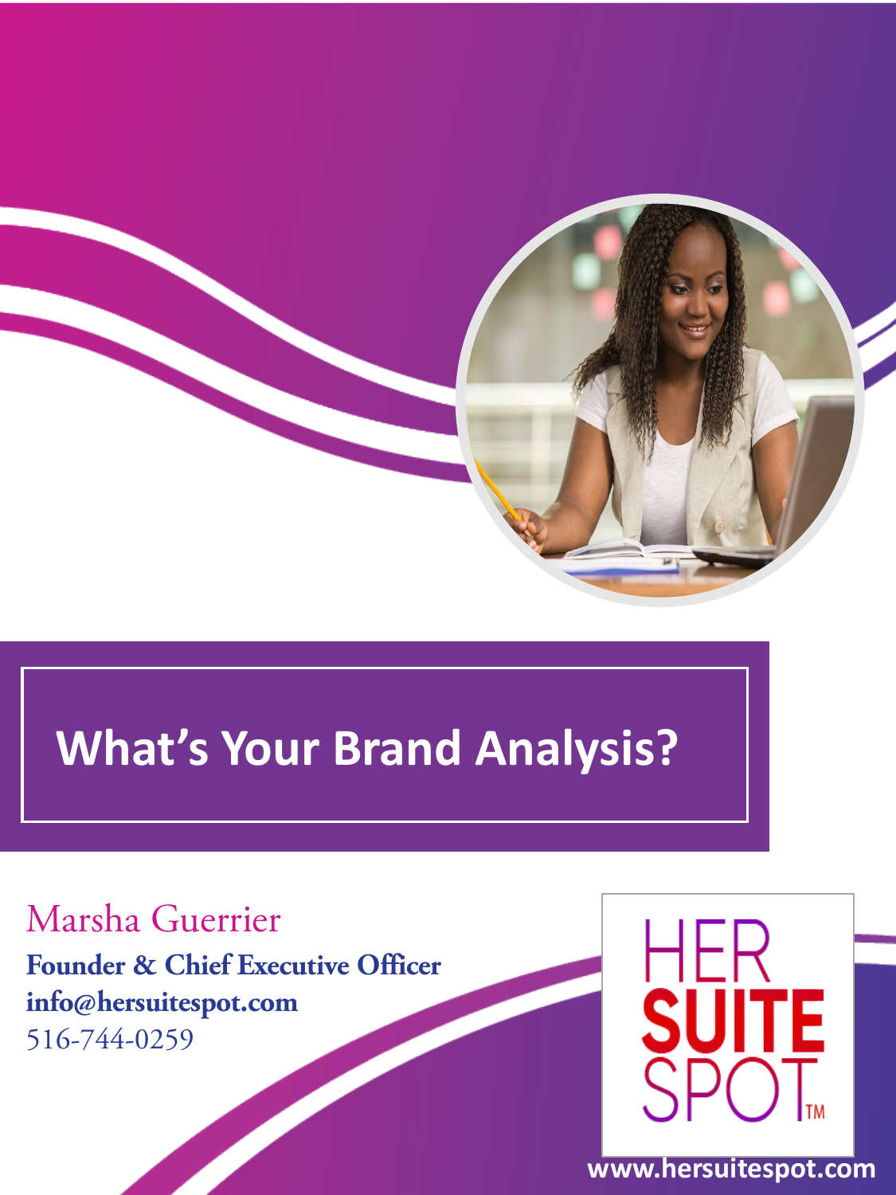# What's Your Brand Analysis?

Marsha Guerrier

**Founder & Chief Executive Officer**

**info@hersuitespot.com**

516-744-0259

HER SUITE SPOT™

**www.hersuitespot.com**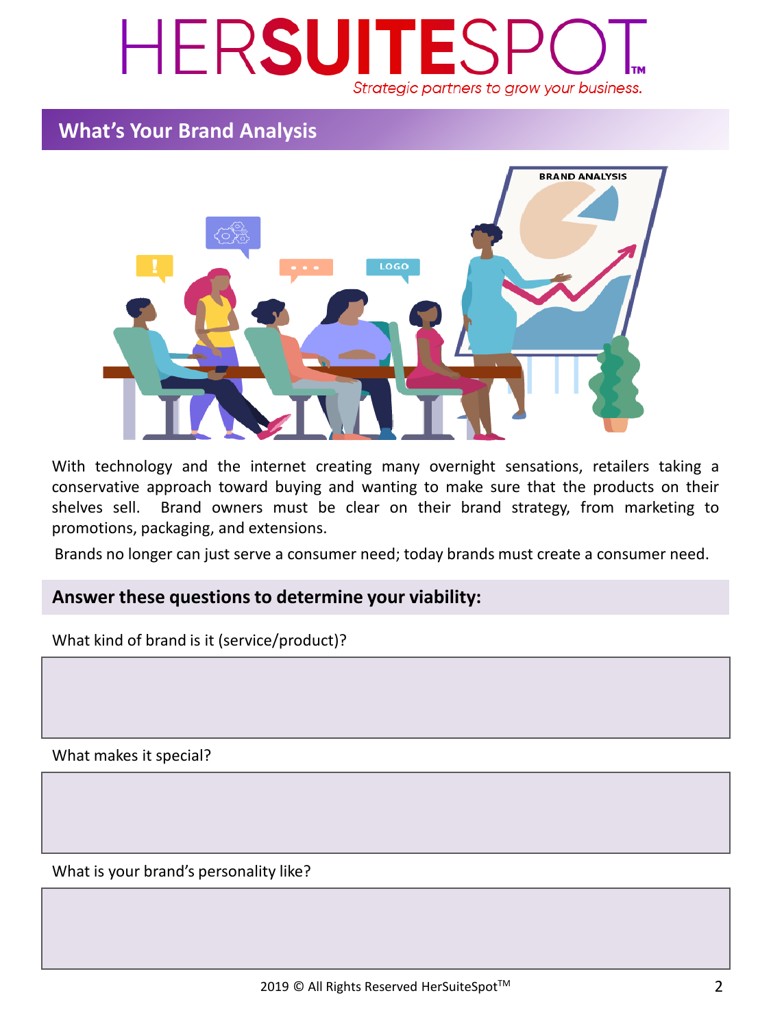# HERSUITESPOT™

*Strategic partners to grow your business.*

## What's Your Brand Analysis

With technology and the internet creating many overnight sensations, retailers taking a conservative approach toward buying and wanting to make sure that the products on their shelves sell. Brand owners must be clear on their brand strategy, from marketing to promotions, packaging, and extensions.

Brands no longer can just serve a consumer need; today brands must create a consumer need.

### Answer these questions to determine your viability:

What kind of brand is it (service/product)?

What makes it special?

What is your brand's personality like?

2019 © All Rights Reserved HerSuiteSpot™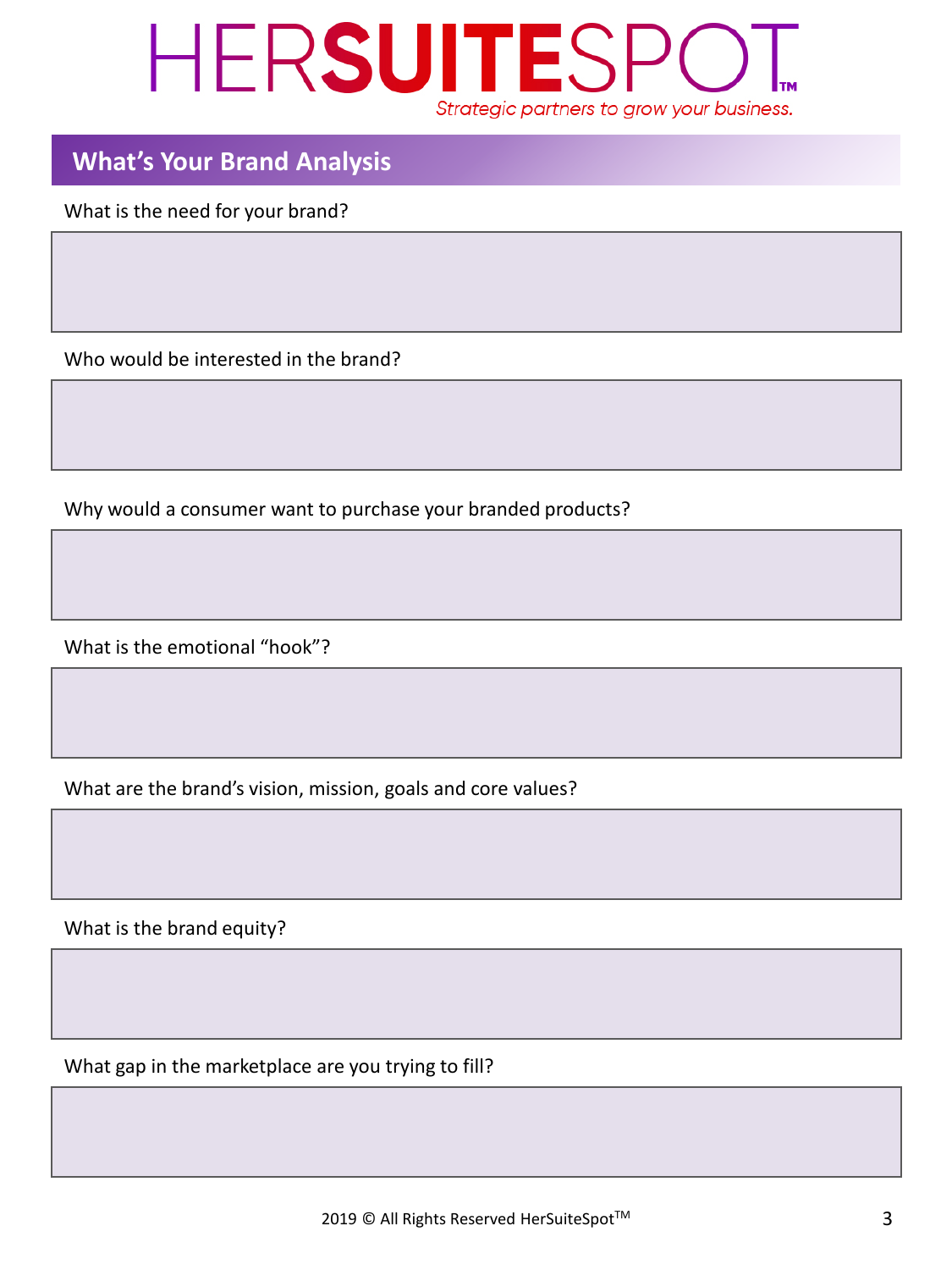# HERSUITESPOT™

*Strategic partners to grow your business.*

## What's Your Brand Analysis

What is the need for your brand?

Who would be interested in the brand?

Why would a consumer want to purchase your branded products?

What is the emotional "hook"?

What are the brand's vision, mission, goals and core values?

What is the brand equity?

What gap in the marketplace are you trying to fill?

2019 © All Rights Reserved HerSuiteSpot™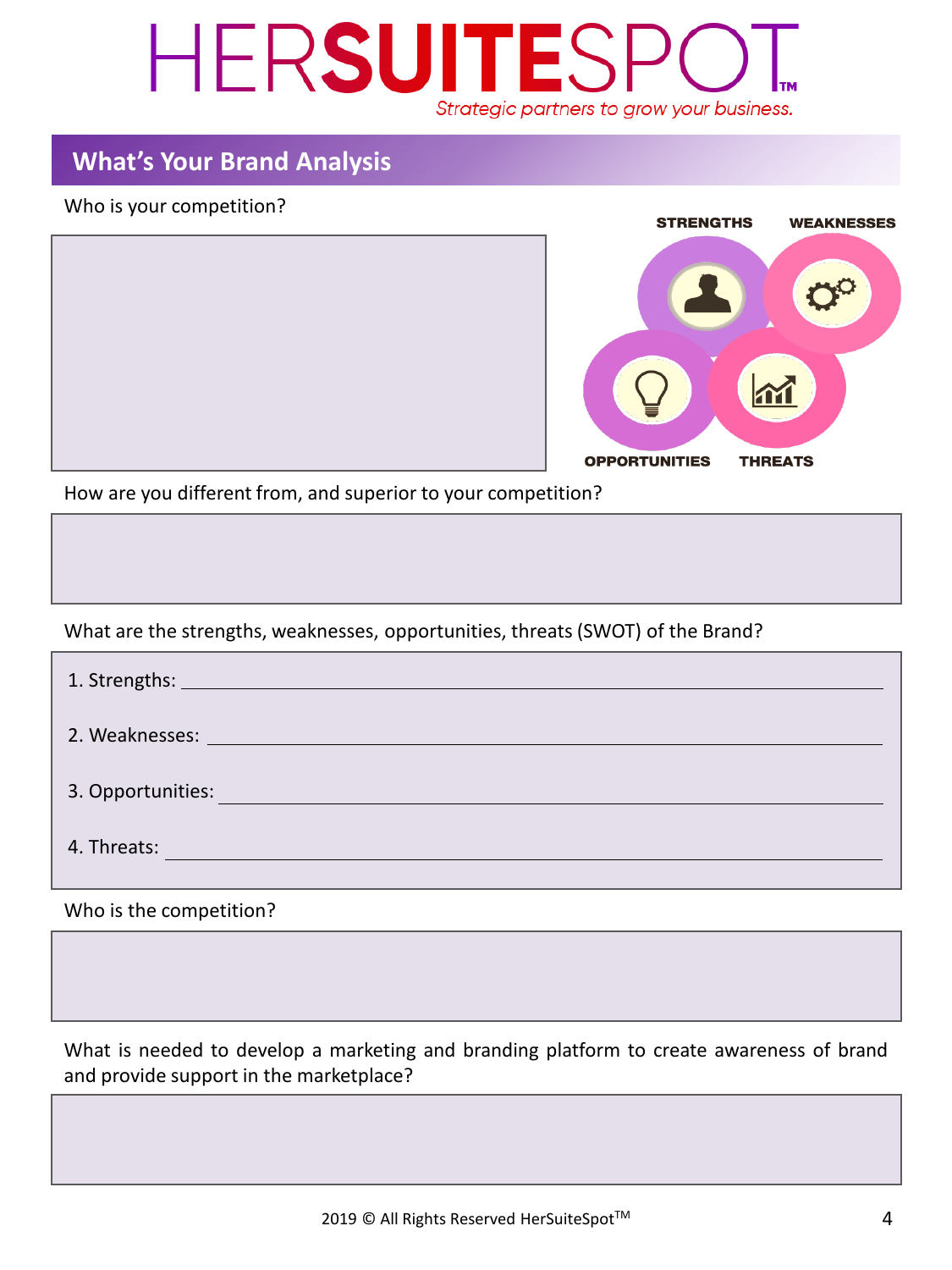HERSUITESPOT™

*Strategic partners to grow your business.*

## What's Your Brand Analysis

Who is your competition?

STRENGTHS WEAKNESSES OPPORTUNITIES THREATS

How are you different from, and superior to your competition?

What are the strengths, weaknesses, opportunities, threats (SWOT) of the Brand?

1. Strengths: ______________________________
2. Weaknesses: ______________________________
3. Opportunities: ______________________________
4. Threats: ______________________________

Who is the competition?

What is needed to develop a marketing and branding platform to create awareness of brand and provide support in the marketplace?

2019 © All Rights Reserved HerSuiteSpot™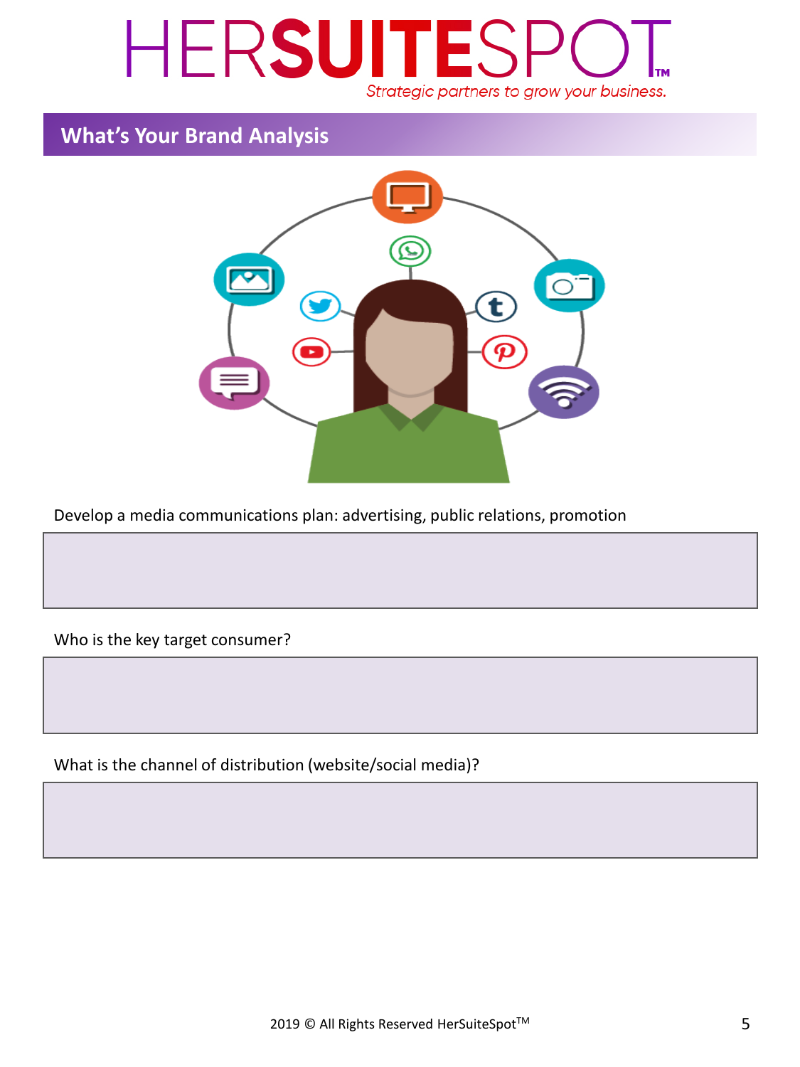# HERSUITESPOT™

*Strategic partners to grow your business.*

## What's Your Brand Analysis

Develop a media communications plan: advertising, public relations, promotion

Who is the key target consumer?

What is the channel of distribution (website/social media)?

2019 © All Rights Reserved HerSuiteSpot™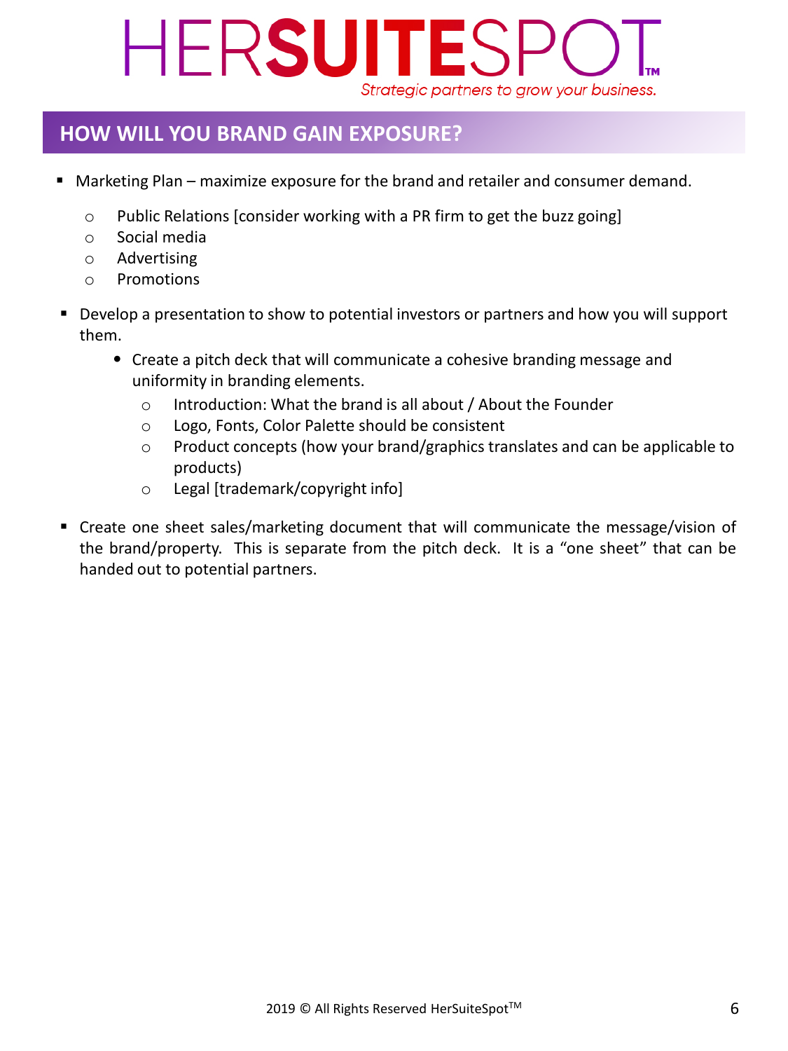# HOW WILL YOU BRAND GAIN EXPOSURE?

- Marketing Plan – maximize exposure for the brand and retailer and consumer demand.
  - Public Relations [consider working with a PR firm to get the buzz going]
  - Social media
  - Advertising
  - Promotions

- Develop a presentation to show to potential investors or partners and how you will support them.
  - Create a pitch deck that will communicate a cohesive branding message and uniformity in branding elements.
    - Introduction: What the brand is all about / About the Founder
    - Logo, Fonts, Color Palette should be consistent
    - Product concepts (how your brand/graphics translates and can be applicable to products)
    - Legal [trademark/copyright info]

- Create one sheet sales/marketing document that will communicate the message/vision of the brand/property. This is separate from the pitch deck. It is a "one sheet" that can be handed out to potential partners.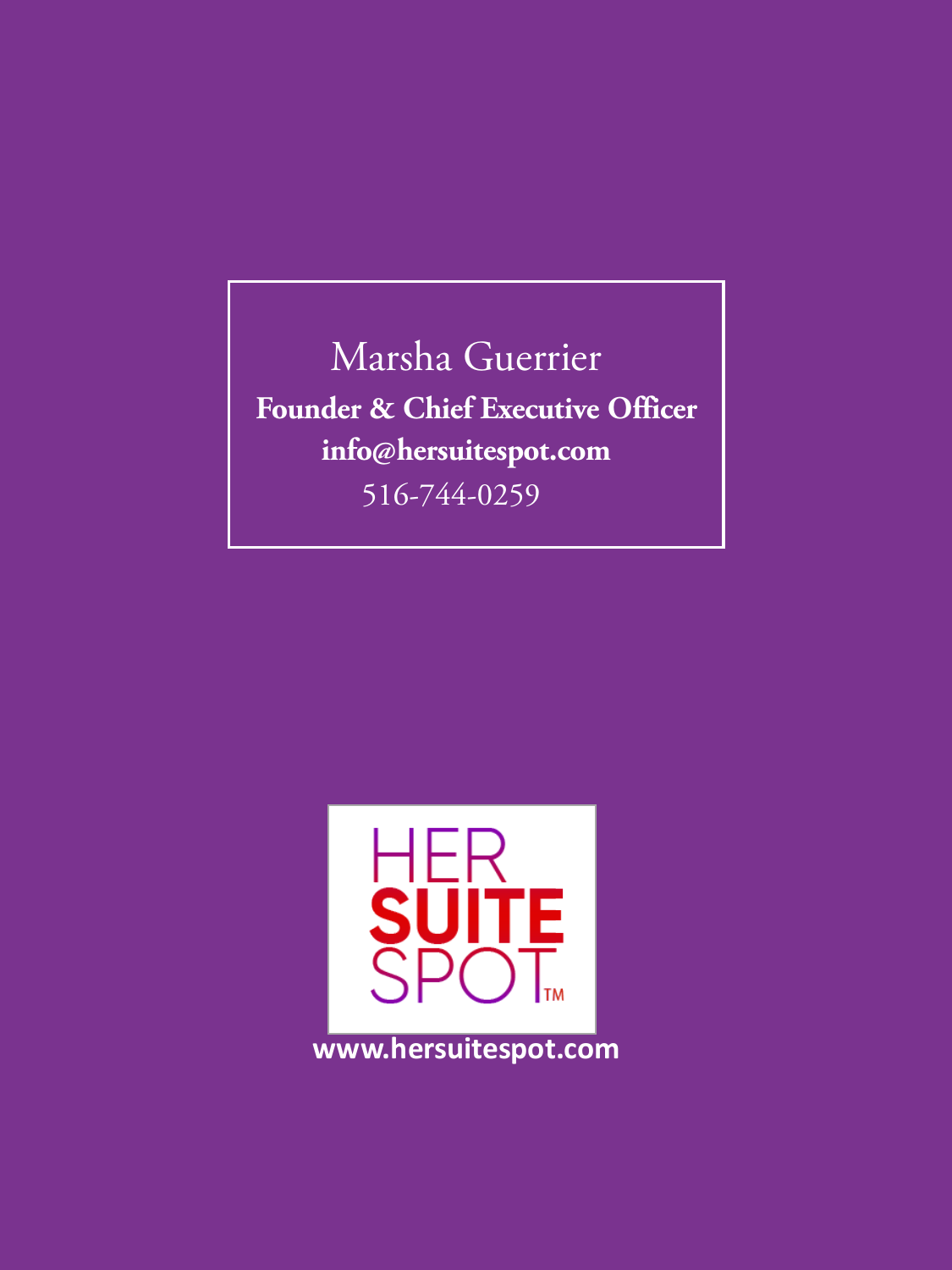Marsha Guerrier

**Founder & Chief Executive Officer**

**info@hersuitespot.com**

516-744-0259

HER
SUITE
SPOT™

**www.hersuitespot.com**